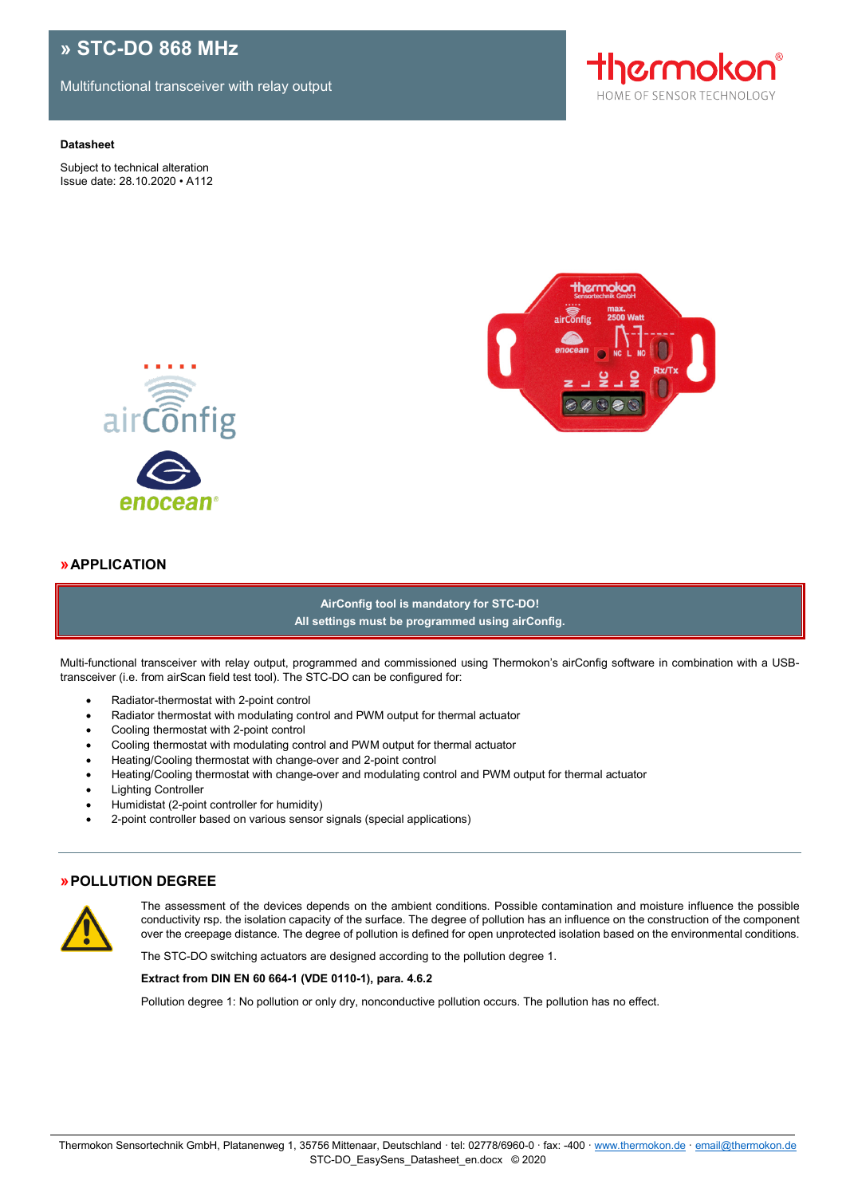# » STC-DO 868 MHz

Multifunctional transceiver with relay output

**Datasheet**

Subject to technical alteration
Issue date: 28.10.2020 • A112

## » APPLICATION

**AirConfig tool is mandatory for STC-DO!**
**All settings must be programmed using airConfig.**

Multi-functional transceiver with relay output, programmed and commissioned using Thermokon's airConfig software in combination with a USB-transceiver (i.e. from airScan field test tool). The STC-DO can be configured for:

- Radiator-thermostat with 2-point control
- Radiator thermostat with modulating control and PWM output for thermal actuator
- Cooling thermostat with 2-point control
- Cooling thermostat with modulating control and PWM output for thermal actuator
- Heating/Cooling thermostat with change-over and 2-point control
- Heating/Cooling thermostat with change-over and modulating control and PWM output for thermal actuator
- Lighting Controller
- Humidistat (2-point controller for humidity)
- 2-point controller based on various sensor signals (special applications)

## » POLLUTION DEGREE

The assessment of the devices depends on the ambient conditions. Possible contamination and moisture influence the possible conductivity rsp. the isolation capacity of the surface. The degree of pollution has an influence on the construction of the component over the creepage distance. The degree of pollution is defined for open unprotected isolation based on the environmental conditions.

The STC-DO switching actuators are designed according to the pollution degree 1.

**Extract from DIN EN 60 664-1 (VDE 0110-1), para. 4.6.2**

Pollution degree 1: No pollution or only dry, nonconductive pollution occurs. The pollution has no effect.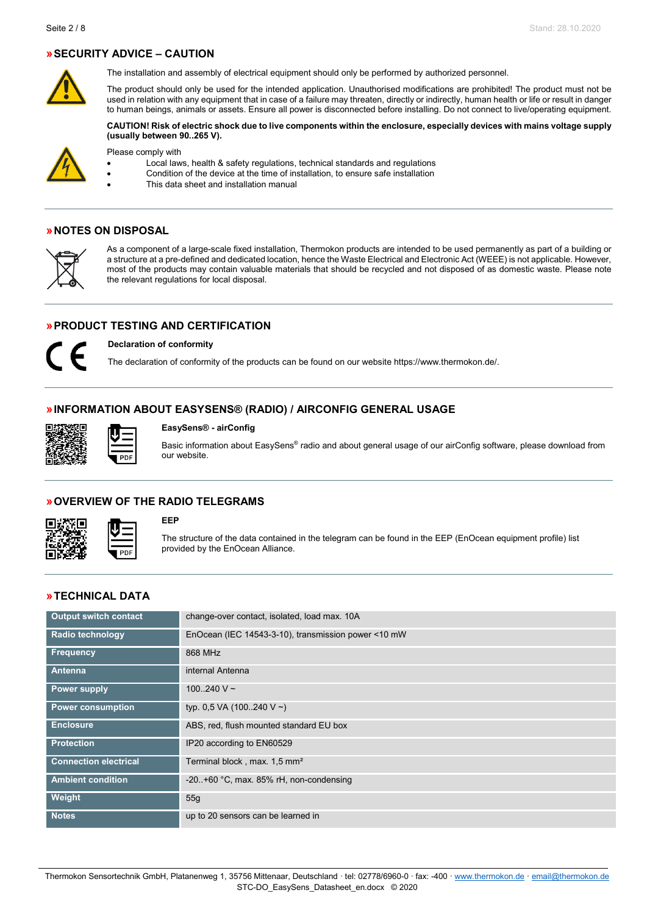## » SECURITY ADVICE – CAUTION

The installation and assembly of electrical equipment should only be performed by authorized personnel.

The product should only be used for the intended application. Unauthorised modifications are prohibited! The product must not be used in relation with any equipment that in case of a failure may threaten, directly or indirectly, human health or life or result in danger to human beings, animals or assets. Ensure all power is disconnected before installing. Do not connect to live/operating equipment.

**CAUTION! Risk of electric shock due to live components within the enclosure, especially devices with mains voltage supply (usually between 90..265 V).**

Please comply with

- Local laws, health & safety regulations, technical standards and regulations
- Condition of the device at the time of installation, to ensure safe installation
- This data sheet and installation manual

## » NOTES ON DISPOSAL

As a component of a large-scale fixed installation, Thermokon products are intended to be used permanently as part of a building or a structure at a pre-defined and dedicated location, hence the Waste Electrical and Electronic Act (WEEE) is not applicable. However, most of the products may contain valuable materials that should be recycled and not disposed of as domestic waste. Please note the relevant regulations for local disposal.

## » PRODUCT TESTING AND CERTIFICATION

**Declaration of conformity**

The declaration of conformity of the products can be found on our website https://www.thermokon.de/.

## » INFORMATION ABOUT EASYSENS® (RADIO) / AIRCONFIG GENERAL USAGE

**EasySens® - airConfig**

Basic information about EasySens® radio and about general usage of our airConfig software, please download from our website.

## » OVERVIEW OF THE RADIO TELEGRAMS

**EEP**

The structure of the data contained in the telegram can be found in the EEP (EnOcean equipment profile) list provided by the EnOcean Alliance.

## » TECHNICAL DATA

| | |
|---|---|
| **Output switch contact** | change-over contact, isolated, load max. 10A |
| **Radio technology** | EnOcean (IEC 14543-3-10), transmission power <10 mW |
| **Frequency** | 868 MHz |
| **Antenna** | internal Antenna |
| **Power supply** | 100..240 V ~ |
| **Power consumption** | typ. 0,5 VA (100..240 V ~) |
| **Enclosure** | ABS, red, flush mounted standard EU box |
| **Protection** | IP20 according to EN60529 |
| **Connection electrical** | Terminal block , max. 1,5 mm² |
| **Ambient condition** | -20..+60 °C, max. 85% rH, non-condensing |
| **Weight** | 55g |
| **Notes** | up to 20 sensors can be learned in |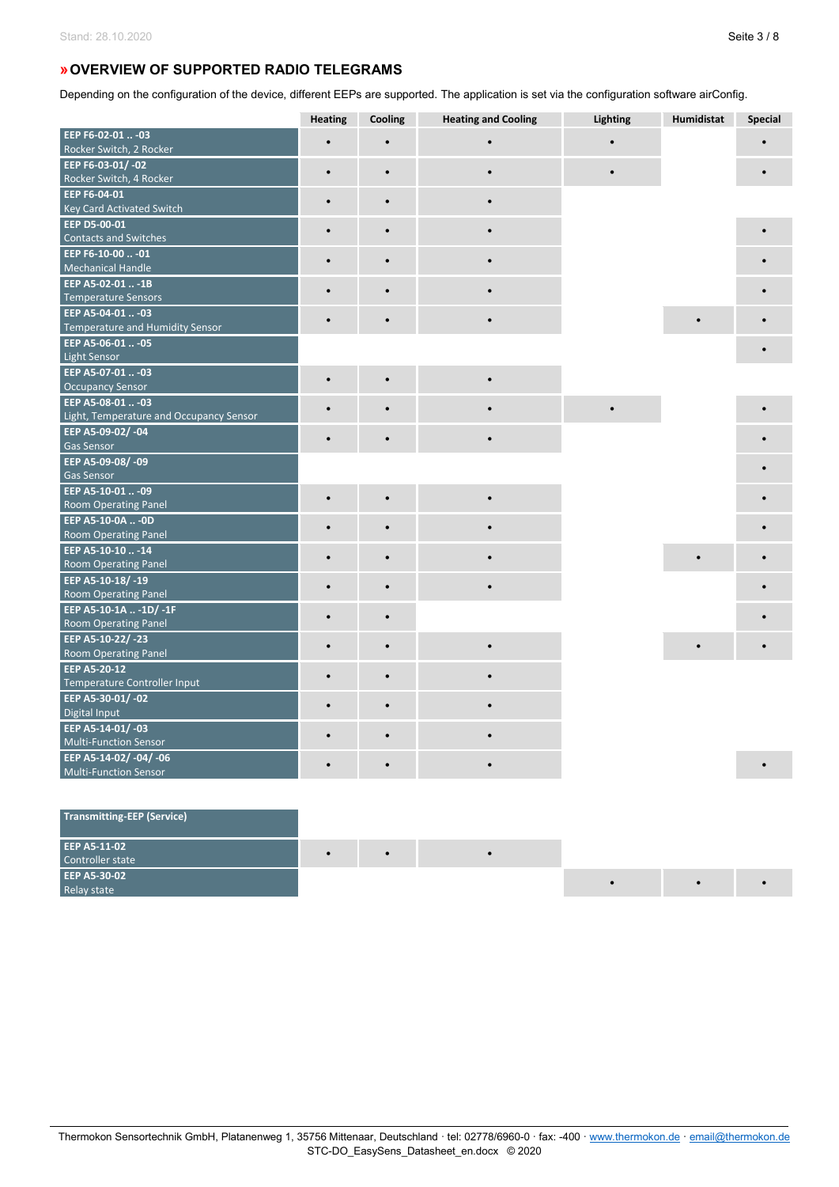## » OVERVIEW OF SUPPORTED RADIO TELEGRAMS

Depending on the configuration of the device, different EEPs are supported. The application is set via the configuration software airConfig.

| | Heating | Cooling | Heating and Cooling | Lighting | Humidistat | Special |
|---|---|---|---|---|---|---|
| **EEP F6-02-01 .. -03** Rocker Switch, 2 Rocker | • | • | • | • | | • |
| **EEP F6-03-01/ -02** Rocker Switch, 4 Rocker | • | • | • | • | | • |
| **EEP F6-04-01** Key Card Activated Switch | • | • | • | | | |
| **EEP D5-00-01** Contacts and Switches | • | • | • | | | • |
| **EEP F6-10-00 .. -01** Mechanical Handle | • | • | • | | | • |
| **EEP A5-02-01 .. -1B** Temperature Sensors | • | • | • | | | • |
| **EEP A5-04-01 .. -03** Temperature and Humidity Sensor | • | • | • | | • | • |
| **EEP A5-06-01 .. -05** Light Sensor | | | | | | • |
| **EEP A5-07-01 .. -03** Occupancy Sensor | • | • | • | | | |
| **EEP A5-08-01 .. -03** Light, Temperature and Occupancy Sensor | • | • | • | • | | • |
| **EEP A5-09-02/ -04** Gas Sensor | • | • | • | | | • |
| **EEP A5-09-08/ -09** Gas Sensor | | | | | | • |
| **EEP A5-10-01 .. -09** Room Operating Panel | • | • | • | | | • |
| **EEP A5-10-0A .. -0D** Room Operating Panel | • | • | • | | | • |
| **EEP A5-10-10 .. -14** Room Operating Panel | • | • | • | | • | • |
| **EEP A5-10-18/ -19** Room Operating Panel | • | • | • | | | • |
| **EEP A5-10-1A .. -1D/ -1F** Room Operating Panel | • | • | | | | • |
| **EEP A5-10-22/ -23** Room Operating Panel | • | • | • | | • | • |
| **EEP A5-20-12** Temperature Controller Input | • | • | • | | | |
| **EEP A5-30-01/ -02** Digital Input | • | • | • | | | |
| **EEP A5-14-01/ -03** Multi-Function Sensor | • | • | • | | | |
| **EEP A5-14-02/ -04/ -06** Multi-Function Sensor | • | • | • | | | • |

| **Transmitting-EEP (Service)** | Heating | Cooling | Heating and Cooling | Lighting | Humidistat | Special |
|---|---|---|---|---|---|---|
| **EEP A5-11-02** Controller state | • | • | • | | | |
| **EEP A5-30-02** Relay state | | | | • | • | • |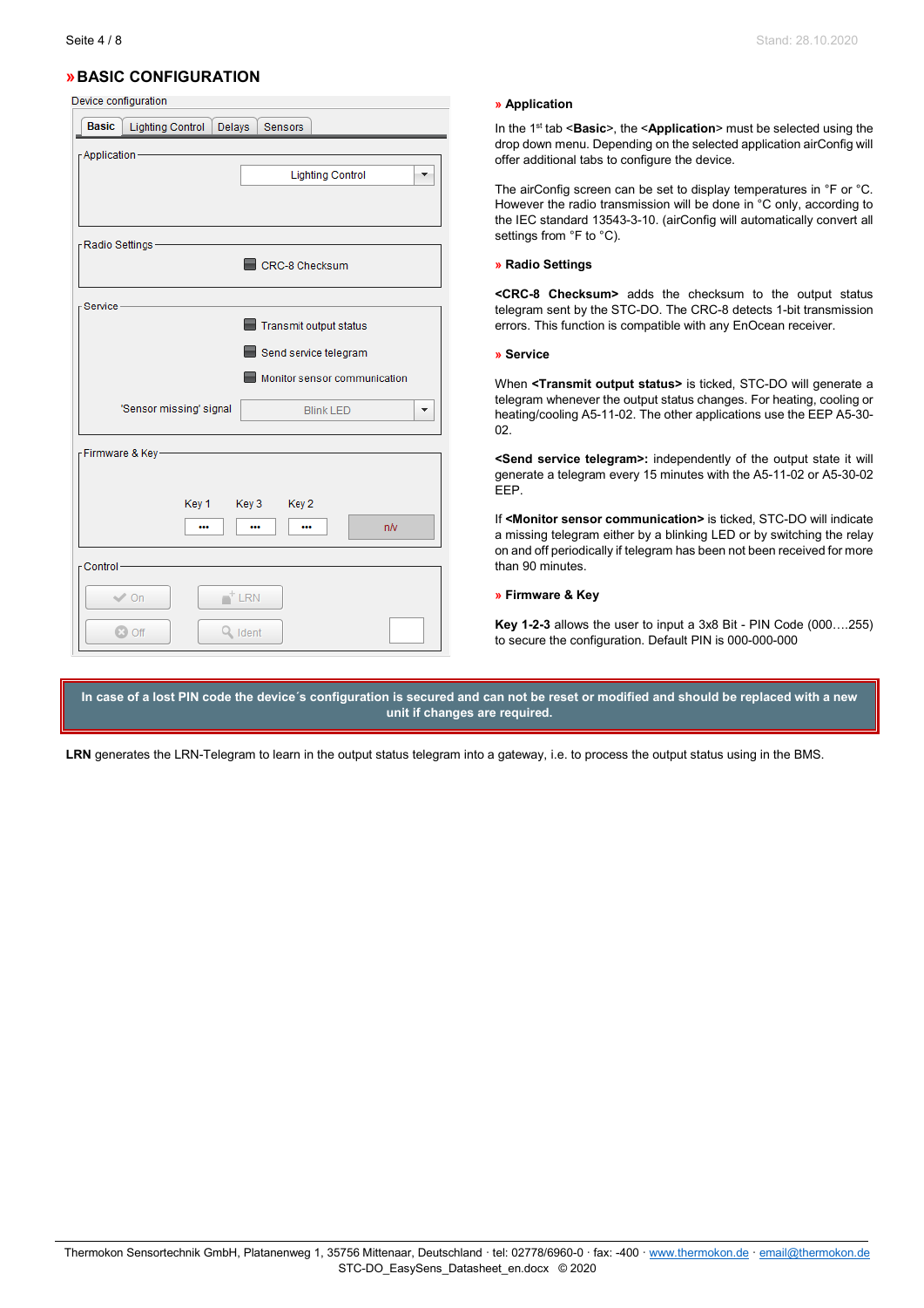# » BASIC CONFIGURATION

Device configuration

Basic | Lighting Control | Delays | Sensors

Application

Lighting Control

Radio Settings

CRC-8 Checksum

Service

Transmit output status

Send service telegram

Monitor sensor communication

'Sensor missing' signal Blink LED

Firmware & Key

Key 1 Key 3 Key 2

••• ••• ••• n/v

Control

On LRN

Off Ident

### » Application

In the 1st tab <**Basic**>, the <**Application**> must be selected using the drop down menu. Depending on the selected application airConfig will offer additional tabs to configure the device.

The airConfig screen can be set to display temperatures in °F or °C. However the radio transmission will be done in °C only, according to the IEC standard 13543-3-10. (airConfig will automatically convert all settings from °F to °C).

### » Radio Settings

**<CRC-8 Checksum>** adds the checksum to the output status telegram sent by the STC-DO. The CRC-8 detects 1-bit transmission errors. This function is compatible with any EnOcean receiver.

### » Service

When **<Transmit output status>** is ticked, STC-DO will generate a telegram whenever the output status changes. For heating, cooling or heating/cooling A5-11-02. The other applications use the EEP A5-30-02.

**<Send service telegram>:** independently of the output state it will generate a telegram every 15 minutes with the A5-11-02 or A5-30-02 EEP.

If **<Monitor sensor communication>** is ticked, STC-DO will indicate a missing telegram either by a blinking LED or by switching the relay on and off periodically if telegram has been not been received for more than 90 minutes.

### » Firmware & Key

**Key 1-2-3** allows the user to input a 3x8 Bit - PIN Code (000….255) to secure the configuration. Default PIN is 000-000-000

**In case of a lost PIN code the device´s configuration is secured and can not be reset or modified and should be replaced with a new unit if changes are required.**

**LRN** generates the LRN-Telegram to learn in the output status telegram into a gateway, i.e. to process the output status using in the BMS.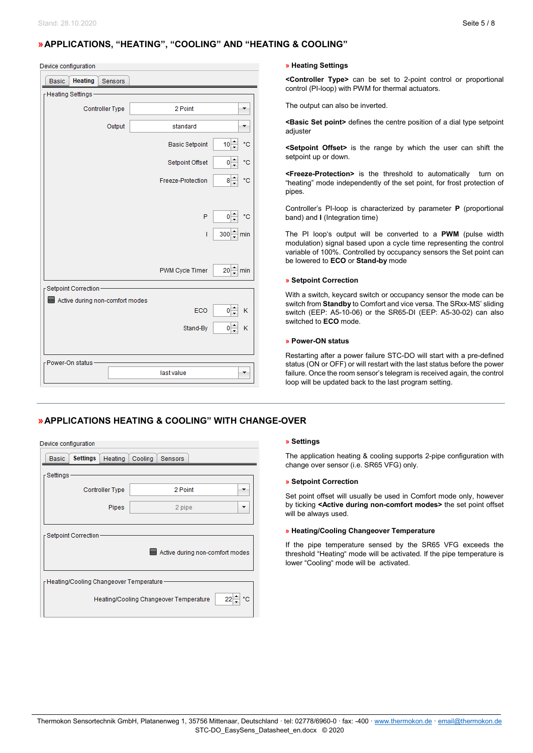## » APPLICATIONS, "HEATING", "COOLING" AND "HEATING & COOLING"

Device configuration

Basic | Heating | Sensors

Heating Settings

| | | |
|---|---|---|
| Controller Type | 2 Point | |
| Output | standard | |
| Basic Setpoint | 10 | °C |
| Setpoint Offset | 0 | °C |
| Freeze-Protection | 8 | °C |
| P | 0 | °C |
| I | 300 | min |
| PWM Cycle Timer | 20 | min |

Setpoint Correction

Active during non-comfort modes

| | | |
|---|---|---|
| ECO | 0 | K |
| Stand-By | 0 | K |

Power-On status

last value

### » Heating Settings

**<Controller Type>** can be set to 2-point control or proportional control (PI-loop) with PWM for thermal actuators.

The output can also be inverted.

**<Basic Set point>** defines the centre position of a dial type setpoint adjuster

**<Setpoint Offset>** is the range by which the user can shift the setpoint up or down.

**<Freeze-Protection>** is the threshold to automatically turn on "heating" mode independently of the set point, for frost protection of pipes.

Controller's PI-loop is characterized by parameter **P** (proportional band) and **I** (Integration time)

The PI loop's output will be converted to a **PWM** (pulse width modulation) signal based upon a cycle time representing the control variable of 100%. Controlled by occupancy sensors the Set point can be lowered to **ECO** or **Stand-by** mode

### » Setpoint Correction

With a switch, keycard switch or occupancy sensor the mode can be switch from **Standby** to Comfort and vice versa. The SRxx-MS' sliding switch (EEP: A5-10-06) or the SR65-DI (EEP: A5-30-02) can also switched to **ECO** mode.

### » Power-ON status

Restarting after a power failure STC-DO will start with a pre-defined status (ON or OFF) or will restart with the last status before the power failure. Once the room sensor's telegram is received again, the control loop will be updated back to the last program setting.

---

## » APPLICATIONS HEATING & COOLING" WITH CHANGE-OVER

Device configuration

Basic | Settings | Heating | Cooling | Sensors

Settings

| | |
|---|---|
| Controller Type | 2 Point |
| Pipes | 2 pipe |

Setpoint Correction

Active during non-comfort modes

Heating/Cooling Changeover Temperature

| | | |
|---|---|---|
| Heating/Cooling Changeover Temperature | 22 | °C |

### » Settings

The application heating & cooling supports 2-pipe configuration with change over sensor (i.e. SR65 VFG) only.

### » Setpoint Correction

Set point offset will usually be used in Comfort mode only, however by ticking **<Active during non-comfort modes>** the set point offset will be always used.

### » Heating/Cooling Changeover Temperature

If the pipe temperature sensed by the SR65 VFG exceeds the threshold "Heating" mode will be activated. If the pipe temperature is lower "Cooling" mode will be activated.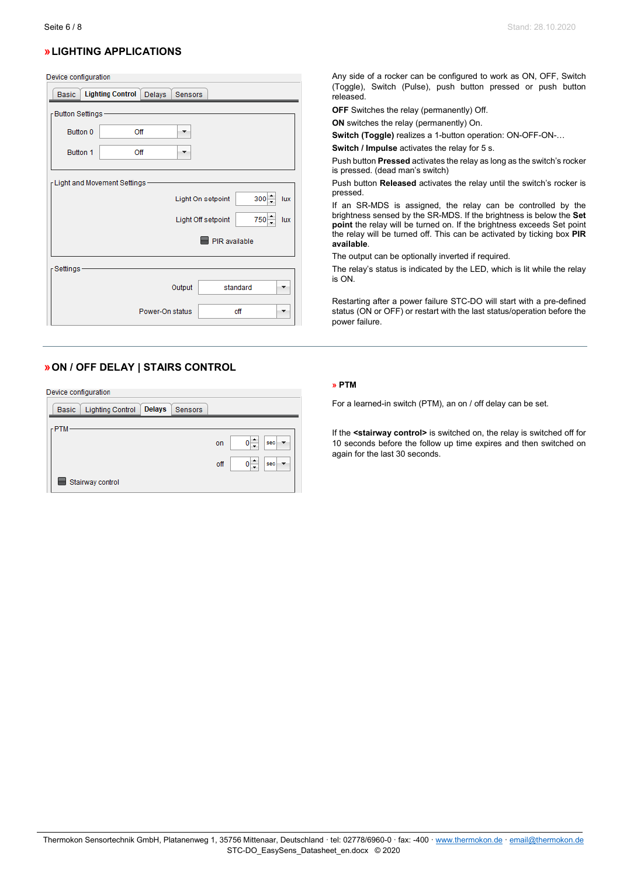## » LIGHTING APPLICATIONS

Device configuration

Basic | Lighting Control | Delays | Sensors

Button Settings

Button 0 Off

Button 1 Off

Light and Movement Settings

Light On setpoint 300 lux

Light Off setpoint 750 lux

PIR available

Settings

Output standard

Power-On status off

Any side of a rocker can be configured to work as ON, OFF, Switch (Toggle), Switch (Pulse), push button pressed or push button released.

**OFF** Switches the relay (permanently) Off.

**ON** switches the relay (permanently) On.

**Switch (Toggle)** realizes a 1-button operation: ON-OFF-ON-…

**Switch / Impulse** activates the relay for 5 s.

Push button **Pressed** activates the relay as long as the switch's rocker is pressed. (dead man's switch)

Push button **Released** activates the relay until the switch's rocker is pressed.

If an SR-MDS is assigned, the relay can be controlled by the brightness sensed by the SR-MDS. If the brightness is below the **Set point** the relay will be turned on. If the brightness exceeds Set point the relay will be turned off. This can be activated by ticking box **PIR available**.

The output can be optionally inverted if required.

The relay's status is indicated by the LED, which is lit while the relay is ON.

Restarting after a power failure STC-DO will start with a pre-defined status (ON or OFF) or restart with the last status/operation before the power failure.

## » ON / OFF DELAY | STAIRS CONTROL

Device configuration

Basic | Lighting Control | Delays | Sensors

PTM

on 0 sec

off 0 sec

Stairway control

### » PTM

For a learned-in switch (PTM), an on / off delay can be set.

If the **<stairway control>** is switched on, the relay is switched off for 10 seconds before the follow up time expires and then switched on again for the last 30 seconds.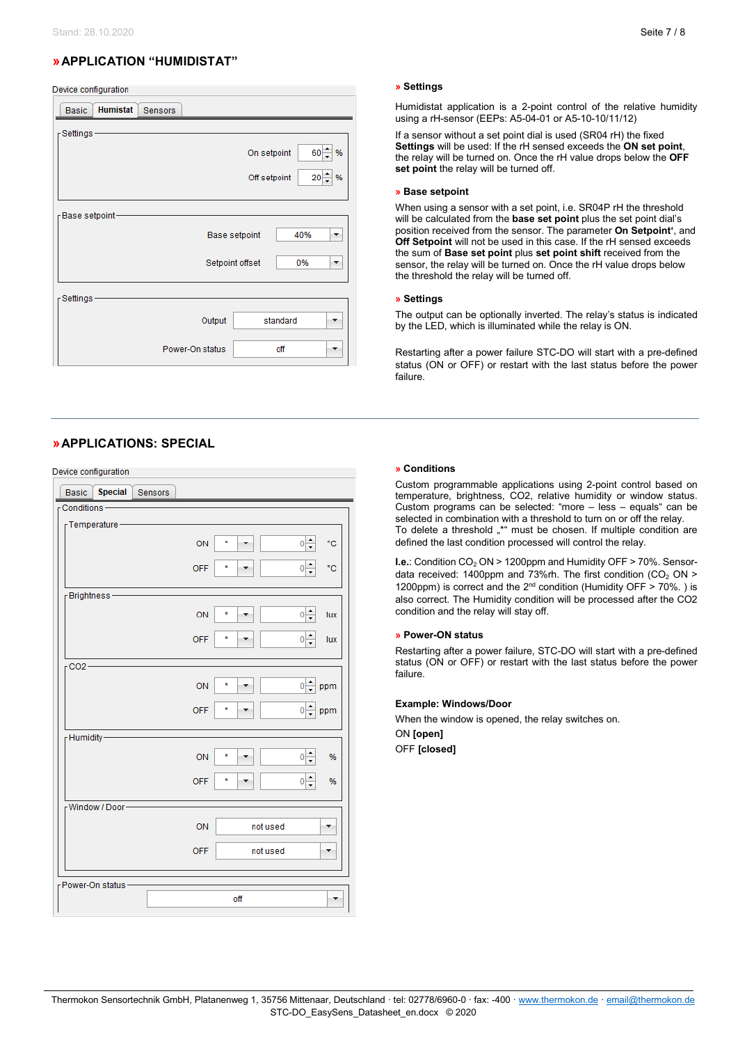# » APPLICATION "HUMIDISTAT"

Device configuration

Basic | **Humistat** | Sensors

Settings

| | | |
|---|---|---|
| On setpoint | 60 | % |
| Off setpoint | 20 | % |

Base setpoint

| | |
|---|---|
| Base setpoint | 40% |
| Setpoint offset | 0% |

Settings

| | |
|---|---|
| Output | standard |
| Power-On status | off |

### » Settings

Humidistat application is a 2-point control of the relative humidity using a rH-sensor (EEPs: A5-04-01 or A5-10-10/11/12)

If a sensor without a set point dial is used (SR04 rH) the fixed **Settings** will be used: If the rH sensed exceeds the **ON set point**, the relay will be turned on. Once the rH value drops below the **OFF set point** the relay will be turned off.

### » Base setpoint

When using a sensor with a set point, i.e. SR04P rH the threshold will be calculated from the **base set point** plus the set point dial's position received from the sensor. The parameter **On Setpoint**', and **Off Setpoint** will not be used in this case. If the rH sensed exceeds the sum of **Base set point** plus **set point shift** received from the sensor, the relay will be turned on. Once the rH value drops below the threshold the relay will be turned off.

### » Settings

The output can be optionally inverted. The relay's status is indicated by the LED, which is illuminated while the relay is ON.

Restarting after a power failure STC-DO will start with a pre-defined status (ON or OFF) or restart with the last status before the power failure.

# » APPLICATIONS: SPECIAL

Device configuration

Basic | **Special** | Sensors

Conditions

| Condition | | Operator | Value | Unit |
|---|---|---|---|---|
| Temperature | ON | * | 0 | °C |
| | OFF | * | 0 | °C |
| Brightness | ON | * | 0 | lux |
| | OFF | * | 0 | lux |
| CO2 | ON | * | 0 | ppm |
| | OFF | * | 0 | ppm |
| Humidity | ON | * | 0 | % |
| | OFF | * | 0 | % |
| Window / Door | ON | not used | | |
| | OFF | not used | | |

Power-On status: off

### » Conditions

Custom programmable applications using 2-point control based on temperature, brightness, CO2, relative humidity or window status. Custom programs can be selected: "more – less – equals" can be selected in combination with a threshold to turn on or off the relay. To delete a threshold „*" must be chosen. If multiple condition are defined the last condition processed will control the relay.

**I.e.**: Condition $CO_2$ ON > 1200ppm and Humidity OFF > 70%. Sensor-data received: 1400ppm and 73%rh. The first condition ($CO_2$ ON > 1200ppm) is correct and the 2[nd] condition (Humidity OFF > 70%. ) is also correct. The Humidity condition will be processed after the CO2 condition and the relay will stay off.

### » Power-ON status

Restarting after a power failure, STC-DO will start with a pre-defined status (ON or OFF) or restart with the last status before the power failure.

**Example: Windows/Door**

When the window is opened, the relay switches on.

ON **[open]**

OFF **[closed]**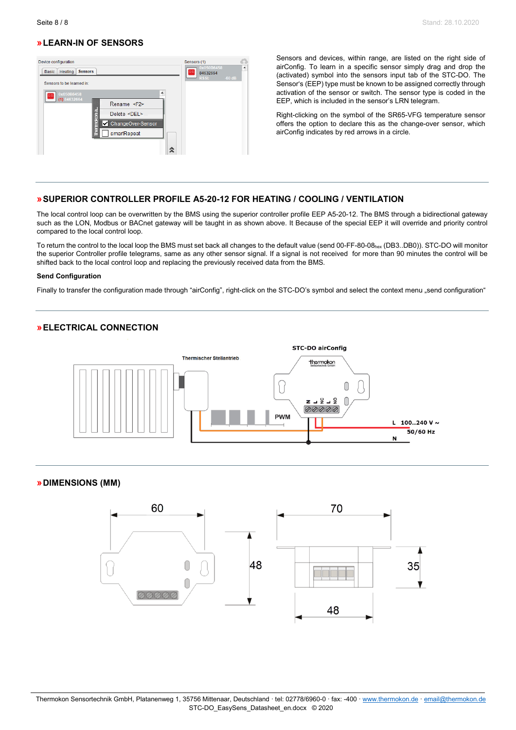## » LEARN-IN OF SENSORS

Sensors and devices, within range, are listed on the right side of airConfig. To learn in a specific sensor simply drag and drop the (activated) symbol into the sensors input tab of the STC-DO. The Sensor's (EEP) type must be known to be assigned correctly through activation of the sensor or switch. The sensor type is coded in the EEP, which is included in the sensor's LRN telegram.

Right-clicking on the symbol of the SR65-VFG temperature sensor offers the option to declare this as the change-over sensor, which airConfig indicates by red arrows in a circle.

## » SUPERIOR CONTROLLER PROFILE A5-20-12 FOR HEATING / COOLING / VENTILATION

The local control loop can be overwritten by the BMS using the superior controller profile EEP A5-20-12. The BMS through a bidirectional gateway such as the LON, Modbus or BACnet gateway will be taught in as shown above. It Because of the special EEP it will override and priority control compared to the local control loop.

To return the control to the local loop the BMS must set back all changes to the default value (send 00-FF-80-$08_{hex}$ (DB3..DB0)). STC-DO will monitor the superior Controller profile telegrams, same as any other sensor signal. If a signal is not received for more than 90 minutes the control will be shifted back to the local control loop and replacing the previously received data from the BMS.

**Send Configuration**

Finally to transfer the configuration made through "airConfig", right-click on the STC-DO's symbol and select the context menu „send configuration"

## » ELECTRICAL CONNECTION

STC-DO airConfig

Thermischer Stellantrieb

PWM

L 100..240 V ~

50/60 Hz

N

## » DIMENSIONS (MM)

60

48

70

35

48

Thermokon Sensortechnik GmbH, Platanenweg 1, 35756 Mittenaar, Deutschland · tel: 02778/6960-0 · fax: -400 · www.thermokon.de · email@thermokon.de

STC-DO_EasySens_Datasheet_en.docx © 2020